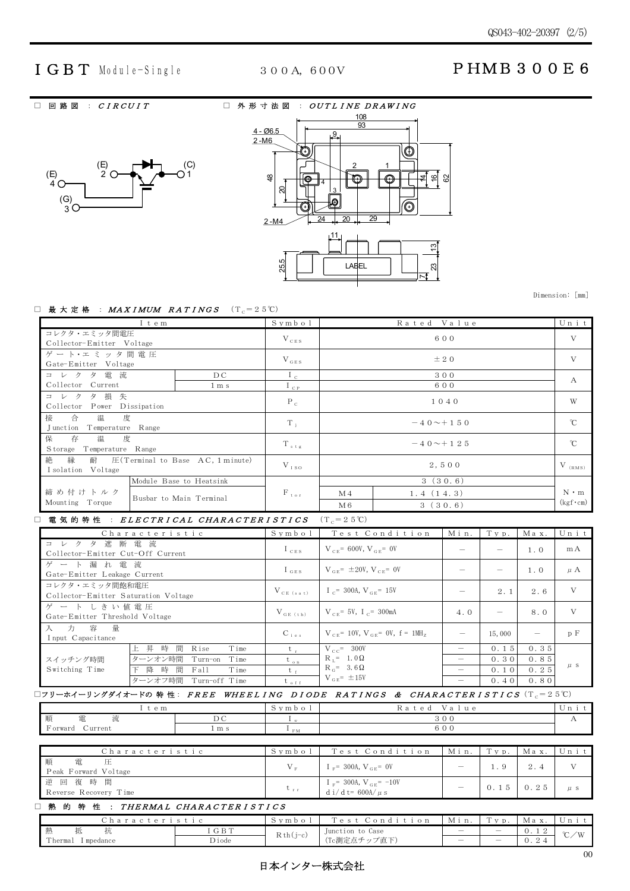# IGBT Module-Single　300A, 600V　PHMB300E6

□ 回路図 : *CIRCUIT*　　□ 外形寸法図 : *OUTLINE DRAWING*

Dimension: [mm]

□ 最大定格 : *MAXIMUM RATINGS* ($T_C$=25℃)

| Item | | Symbol | Rated Value | | Unit |
|---|---|---|---|---|---|
| コレクタ・エミッタ間電圧 Collector-Emitter Voltage | | $V_{CES}$ | 600 | | V |
| ゲート・エミッタ間電圧 Gate-Emitter Voltage | | $V_{GES}$ | ±20 | | V |
| コレクタ電流 Collector Current | DC | $I_C$ | 300 | | A |
| | 1ms | $I_{CP}$ | 600 | | |
| コレクタ損失 Collector Power Dissipation | | $P_C$ | 1040 | | W |
| 接合温度 Junction Temperature Range | | $T_j$ | −40～+150 | | ℃ |
| 保存温度 Storage Temperature Range | | $T_{stg}$ | −40～+125 | | ℃ |
| 絶縁耐圧(Terminal to Base AC, 1 minute) Isolation Voltage | | $V_{ISO}$ | 2,500 | | $V_{(RMS)}$ |
| 締め付けトルク Mounting Torque | Module Base to Heatsink | $F_{tor}$ | 3 (30.6) | | N・m (kgf・cm) |
| | Busbar to Main Terminal | | M4 | 1.4 (14.3) | |
| | | | M6 | 3 (30.6) | |

□ 電気的特性 : *ELECTRICAL CHARACTERISTICS* ($T_C$=25℃)

| Characteristic | | Symbol | Test Condition | Min. | Typ. | Max. | Unit |
|---|---|---|---|---|---|---|---|
| コレクタ遮断電流 Collector-Emitter Cut-Off Current | | $I_{CES}$ | $V_{CE}$= 600V, $V_{GE}$= 0V | − | − | 1.0 | mA |
| ゲート漏れ電流 Gate-Emitter Leakage Current | | $I_{GES}$ | $V_{GE}$= ±20V, $V_{CE}$= 0V | − | − | 1.0 | μA |
| コレクタ・エミッタ間飽和電圧 Collector-Emitter Saturation Voltage | | $V_{CE(sat)}$ | $I_C$= 300A, $V_{GE}$= 15V | − | 2.1 | 2.6 | V |
| ゲートしきい値電圧 Gate-Emitter Threshold Voltage | | $V_{GE(th)}$ | $V_{CE}$= 5V, $I_C$= 300mA | 4.0 | − | 8.0 | V |
| 入力容量 Input Capacitance | | $C_{ies}$ | $V_{CE}$= 10V, $V_{GE}$= 0V, f = 1MHz | − | 15,000 | − | pF |
| スイッチング時間 Switching Time | 上昇時間 Rise Time | $t_r$ | $V_{CC}$= 300V, $R_L$= 1.0Ω, $R_G$= 3.6Ω, $V_{GE}$= ±15V | − | 0.15 | 0.35 | μs |
| | ターンオン時間 Turn-on Time | $t_{on}$ | | − | 0.30 | 0.85 | |
| | 下降時間 Fall Time | $t_f$ | | − | 0.10 | 0.25 | |
| | ターンオフ時間 Turn-off Time | $t_{off}$ | | − | 0.40 | 0.80 | |

□フリーホイーリングダイオードの特性: *FREE WHEELING DIODE RATINGS & CHARACTERISTICS* ($T_C$=25℃)

| Item | | Symbol | Rated Value | Unit |
|---|---|---|---|---|
| 順電流 Forward Current | DC | $I_F$ | 300 | A |
| | 1ms | $I_{FM}$ | 600 | |

| Characteristic | Symbol | Test Condition | Min. | Typ. | Max. | Unit |
|---|---|---|---|---|---|---|
| 順電圧 Peak Forward Voltage | $V_F$ | $I_F$= 300A, $V_{GE}$= 0V | − | 1.9 | 2.4 | V |
| 逆回復時間 Reverse Recovery Time | $t_{rr}$ | $I_F$= 300A, $V_{GE}$= −10V, di/dt= 600A/μs | − | 0.15 | 0.25 | μs |

□ 熱的特性 : *THERMAL CHARACTERISTICS*

| Characteristic | | Symbol | Test Condition | Min. | Typ. | Max. | Unit |
|---|---|---|---|---|---|---|---|
| 熱抵抗 Thermal Impedance | IGBT | $R_{th(j-c)}$ | Junction to Case (Tc測定点チップ直下) | − | − | 0.12 | ℃/W |
| | Diode | | | − | − | 0.24 | |

日本インター株式会社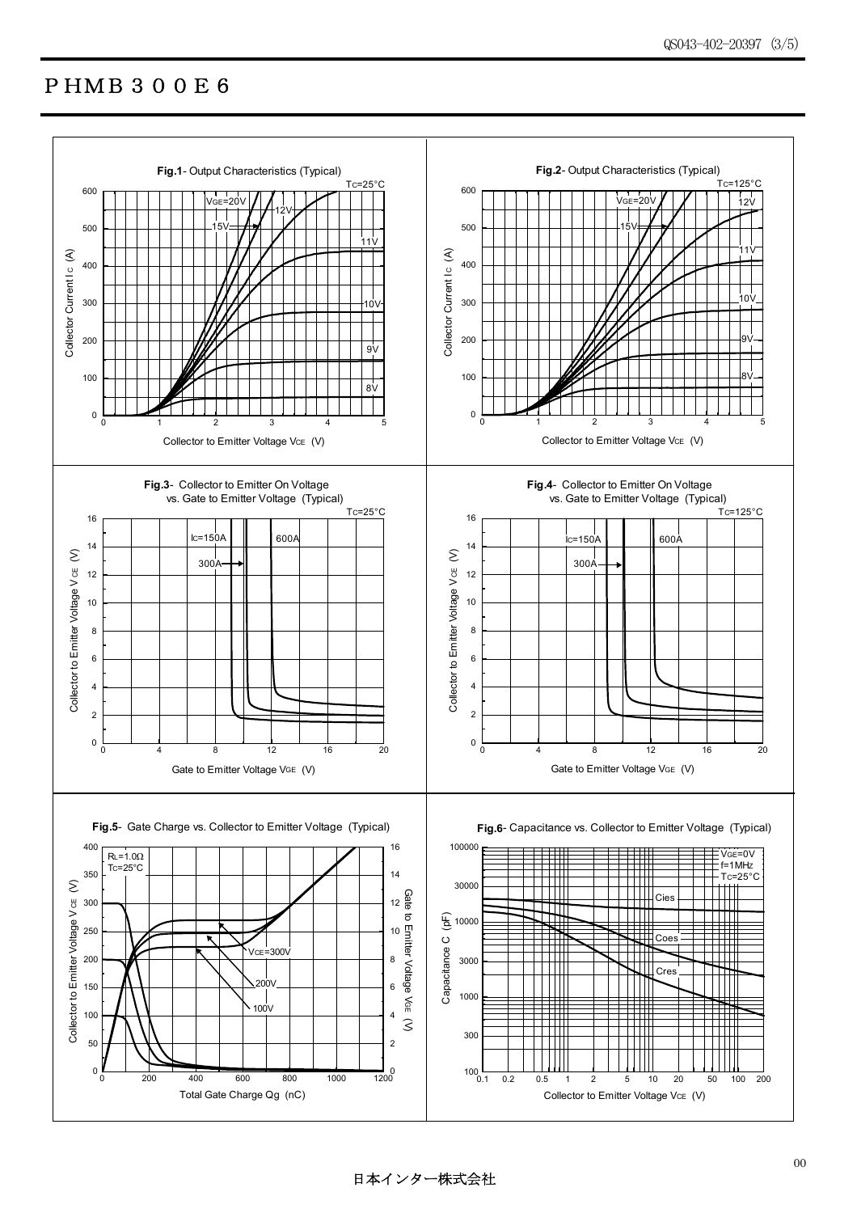# ＰＨＭＢ３００Ｅ６

**Fig.1**- Output Characteristics (Typical)

$T_C$=25°C

$V_{GE}$=20V, 15V, 12V, 11V, 10V, 9V, 8V

Collector Current $I_C$ (A)

Collector to Emitter Voltage $V_{CE}$ (V)

**Fig.2**- Output Characteristics (Typical)

$T_C$=125°C

$V_{GE}$=20V, 15V, 12V, 11V, 10V, 9V, 8V

Collector Current $I_C$ (A)

Collector to Emitter Voltage $V_{CE}$ (V)

**Fig.3**- Collector to Emitter On Voltage vs. Gate to Emitter Voltage (Typical)

$T_C$=25°C

$I_C$=150A, 300A, 600A

Collector to Emitter Voltage $V_{CE}$ (V)

Gate to Emitter Voltage $V_{GE}$ (V)

**Fig.4**- Collector to Emitter On Voltage vs. Gate to Emitter Voltage (Typical)

$T_C$=125°C

$I_C$=150A, 300A, 600A

Collector to Emitter Voltage $V_{CE}$ (V)

Gate to Emitter Voltage $V_{GE}$ (V)

**Fig.5**- Gate Charge vs. Collector to Emitter Voltage (Typical)

$R_L$=1.0Ω

$T_C$=25°C

$V_{CE}$=300V, 200V, 100V

Collector to Emitter Voltage $V_{CE}$ (V)

Gate to Emitter Voltage $V_{GE}$ (V)

Total Gate Charge Qg (nC)

**Fig.6**- Capacitance vs. Collector to Emitter Voltage (Typical)

$V_{GE}$=0V

f=1MHz

$T_C$=25°C

Cies, Coes, Cres

Capacitance C (pF)

Collector to Emitter Voltage $V_{CE}$ (V)

日本インター株式会社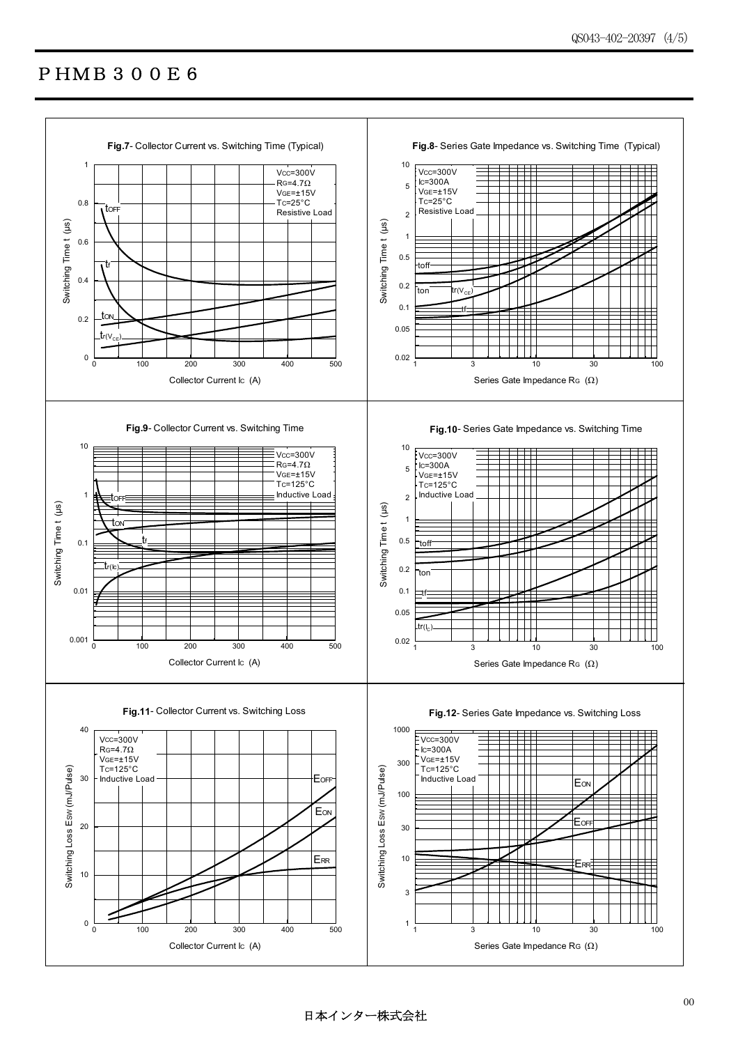# ＰＨＭＢ３００Ｅ６

**Fig.7**- Collector Current vs. Switching Time (Typical)

$V_{CC}$=300V
$R_G$=4.7Ω
$V_{GE}$=±15V
$T_C$=25°C
Resistive Load

Curves: $t_{OFF}$, $t_f$, $t_{ON}$, $t_{r(V_{CE})}$

Switching Time t (μs) vs. Collector Current $I_C$ (A)

**Fig.8**- Series Gate Impedance vs. Switching Time (Typical)

$V_{CC}$=300V
$I_C$=300A
$V_{GE}$=±15V
$T_C$=25°C
Resistive Load

Curves: toff, ton, $t_{r(V_{CE})}$, tf

Switching Time t (μs) vs. Series Gate Impedance $R_G$ (Ω)

**Fig.9**- Collector Current vs. Switching Time

$V_{CC}$=300V
$R_G$=4.7Ω
$V_{GE}$=±15V
$T_C$=125°C
Inductive Load

Curves: $t_{OFF}$, $t_{ON}$, $t_f$, $t_{r(I_C)}$

Switching Time t (μs) vs. Collector Current $I_C$ (A)

**Fig.10**- Series Gate Impedance vs. Switching Time

$V_{CC}$=300V
$I_C$=300A
$V_{GE}$=±15V
$T_C$=125°C
Inductive Load

Curves: toff, ton, tf, $t_{r(I_C)}$

Switching Time t (μs) vs. Series Gate Impedance $R_G$ (Ω)

**Fig.11**- Collector Current vs. Switching Loss

$V_{CC}$=300V
$R_G$=4.7Ω
$V_{GE}$=±15V
$T_C$=125°C
Inductive Load

Curves: $E_{OFF}$, $E_{ON}$, $E_{RR}$

Switching Loss $E_{SW}$ (mJ/Pulse) vs. Collector Current $I_C$ (A)

**Fig.12**- Series Gate Impedance vs. Switching Loss

$V_{CC}$=300V
$I_C$=300A
$V_{GE}$=±15V
$T_C$=125°C
Inductive Load

Curves: $E_{ON}$, $E_{OFF}$, $E_{RR}$

Switching Loss $E_{SW}$ (mJ/Pulse) vs. Series Gate Impedance $R_G$ (Ω)

日本インター株式会社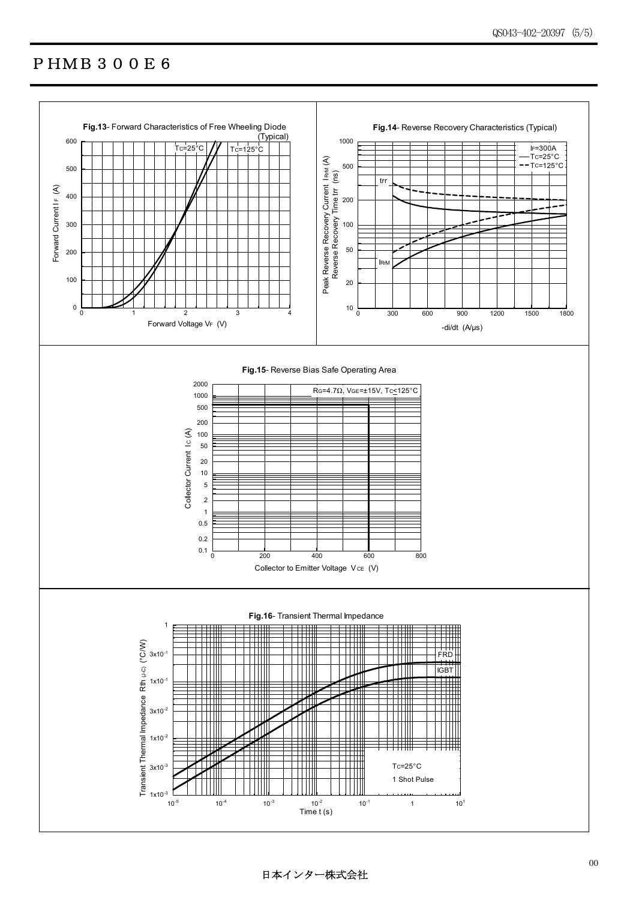# ＰＨＭＢ３００Ｅ６

**Fig.13**- Forward Characteristics of Free Wheeling Diode (Typical)

Tc=25°C

Tc=125°C

Forward Current IF (A)

600
500
400
300
200
100
0

0 1 2 3 4

Forward Voltage VF (V)

**Fig.14**- Reverse Recovery Characteristics (Typical)

IF=300A
Tc=25°C
Tc=125°C

trr

IRM

Peak Reverse Recovery Current IRM (A)
Reverse Recovery Time trr (ns)

1000
500
200
100
50
20
10

0 300 600 900 1200 1500 1800

-di/dt (A/μs)

**Fig.15**- Reverse Bias Safe Operating Area

RG=4.7Ω, VGE=±15V, Tc≤125°C

Collector Current IC (A)

2000
1000
500
200
100
50
20
10
5
2
1
0.5
0.2
0.1

0 200 400 600 800

Collector to Emitter Voltage VCE (V)

**Fig.16**- Transient Thermal Impedance

FRD

IGBT

Tc=25°C

1 Shot Pulse

Transient Thermal Impedance Rth (j-c) (°C/W)

1
$3x10^{-1}$
$1x10^{-1}$
$3x10^{-2}$
$1x10^{-2}$
$3x10^{-3}$
$1x10^{-3}$

$10^{-5}$ $10^{-4}$ $10^{-3}$ $10^{-2}$ $10^{-1}$ 1 $10^{1}$

Time t (s)

日本インター株式会社